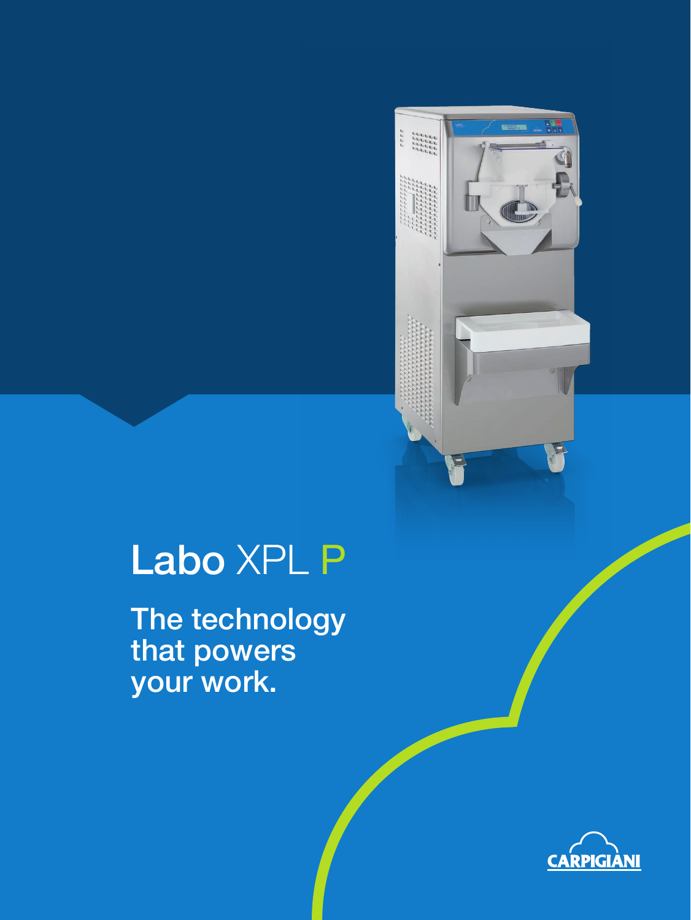# Labo XPL P

## The technology that powers your work.

CARPIGIANI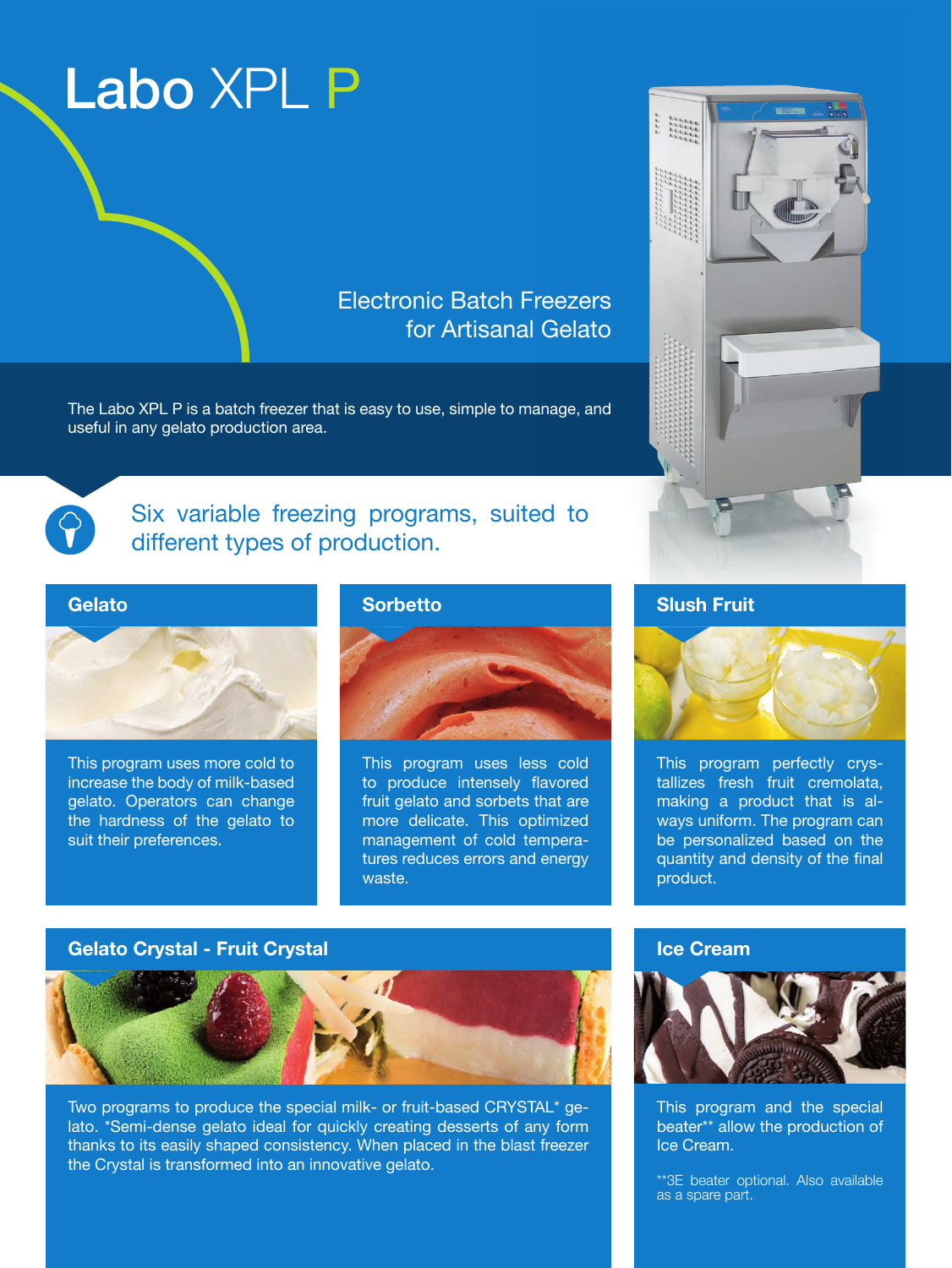# Labo XPL P

Electronic Batch Freezers
for Artisanal Gelato

The Labo XPL P is a batch freezer that is easy to use, simple to manage, and useful in any gelato production area.

## Six variable freezing programs, suited to different types of production.

### Gelato

This program uses more cold to increase the body of milk-based gelato. Operators can change the hardness of the gelato to suit their preferences.

### Sorbetto

This program uses less cold to produce intensely flavored fruit gelato and sorbets that are more delicate. This optimized management of cold temperatures reduces errors and energy waste.

### Slush Fruit

This program perfectly crystallizes fresh fruit cremolata, making a product that is always uniform. The program can be personalized based on the quantity and density of the final product.

### Gelato Crystal - Fruit Crystal

Two programs to produce the special milk- or fruit-based CRYSTAL* gelato. *Semi-dense gelato ideal for quickly creating desserts of any form thanks to its easily shaped consistency. When placed in the blast freezer the Crystal is transformed into an innovative gelato.

### Ice Cream

This program and the special beater** allow the production of Ice Cream.

**3E beater optional. Also available as a spare part.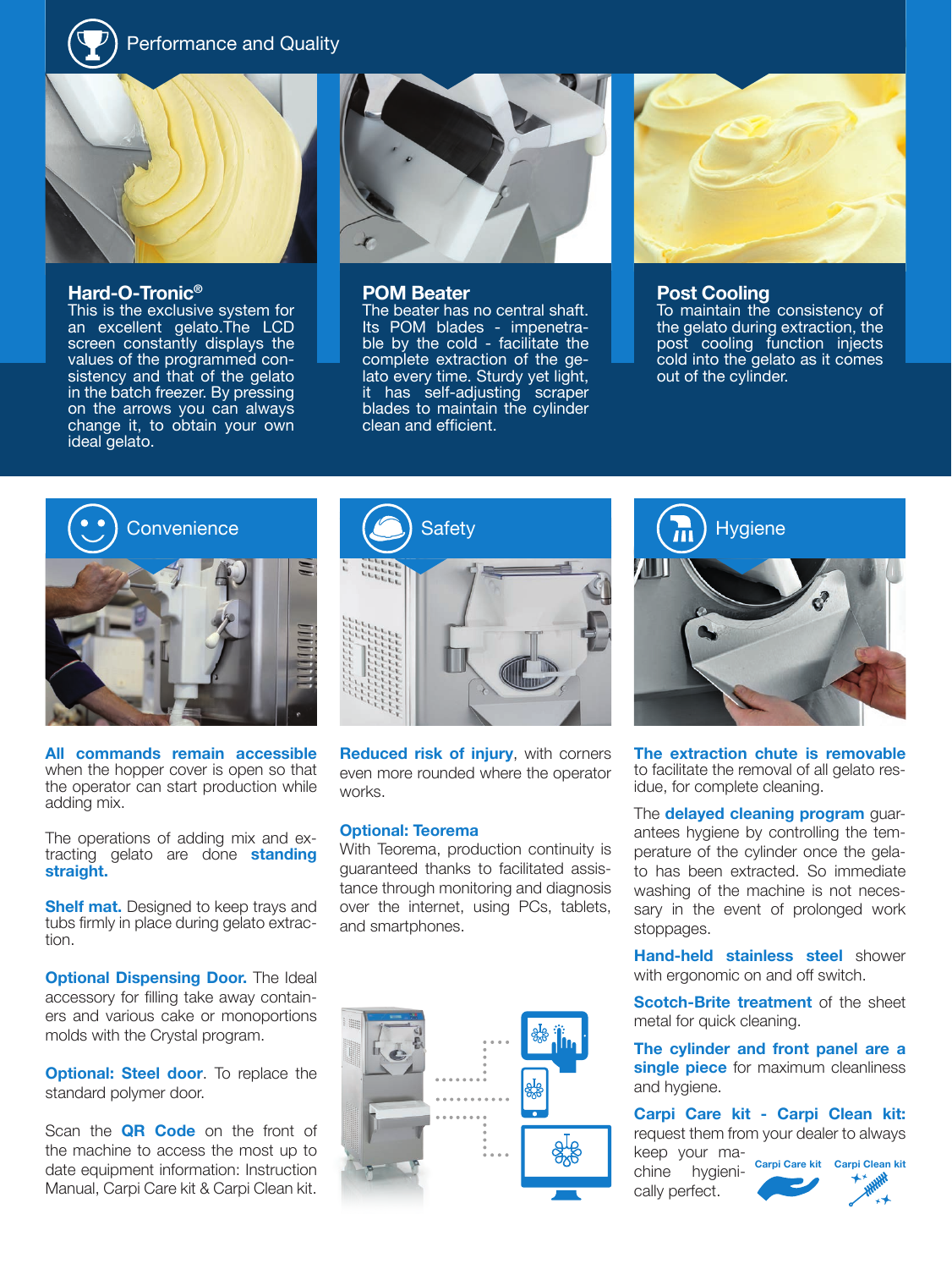## Performance and Quality

### Hard-O-Tronic®

This is the exclusive system for an excellent gelato.The LCD screen constantly displays the values of the programmed consistency and that of the gelato in the batch freezer. By pressing on the arrows you can always change it, to obtain your own ideal gelato.

### POM Beater

The beater has no central shaft. Its POM blades - impenetrable by the cold - facilitate the complete extraction of the gelato every time. Sturdy yet light, it has self-adjusting scraper blades to maintain the cylinder clean and efficient.

### Post Cooling

To maintain the consistency of the gelato during extraction, the post cooling function injects cold into the gelato as it comes out of the cylinder.

## Convenience

**All commands remain accessible** when the hopper cover is open so that the operator can start production while adding mix.

The operations of adding mix and extracting gelato are done **standing straight.**

**Shelf mat.** Designed to keep trays and tubs firmly in place during gelato extraction.

**Optional Dispensing Door.** The Ideal accessory for filling take away containers and various cake or monoportions molds with the Crystal program.

**Optional: Steel door**. To replace the standard polymer door.

Scan the **QR Code** on the front of the machine to access the most up to date equipment information: Instruction Manual, Carpi Care kit & Carpi Clean kit.

## Safety

**Reduced risk of injury**, with corners even more rounded where the operator works.

**Optional: Teorema**
With Teorema, production continuity is guaranteed thanks to facilitated assistance through monitoring and diagnosis over the internet, using PCs, tablets, and smartphones.

## Hygiene

**The extraction chute is removable** to facilitate the removal of all gelato residue, for complete cleaning.

The **delayed cleaning program** guarantees hygiene by controlling the temperature of the cylinder once the gelato has been extracted. So immediate washing of the machine is not necessary in the event of prolonged work stoppages.

**Hand-held stainless steel** shower with ergonomic on and off switch.

**Scotch-Brite treatment** of the sheet metal for quick cleaning.

**The cylinder and front panel are a single piece** for maximum cleanliness and hygiene.

**Carpi Care kit - Carpi Clean kit:** request them from your dealer to always keep your machine hygienically perfect.

Carpi Care kit   Carpi Clean kit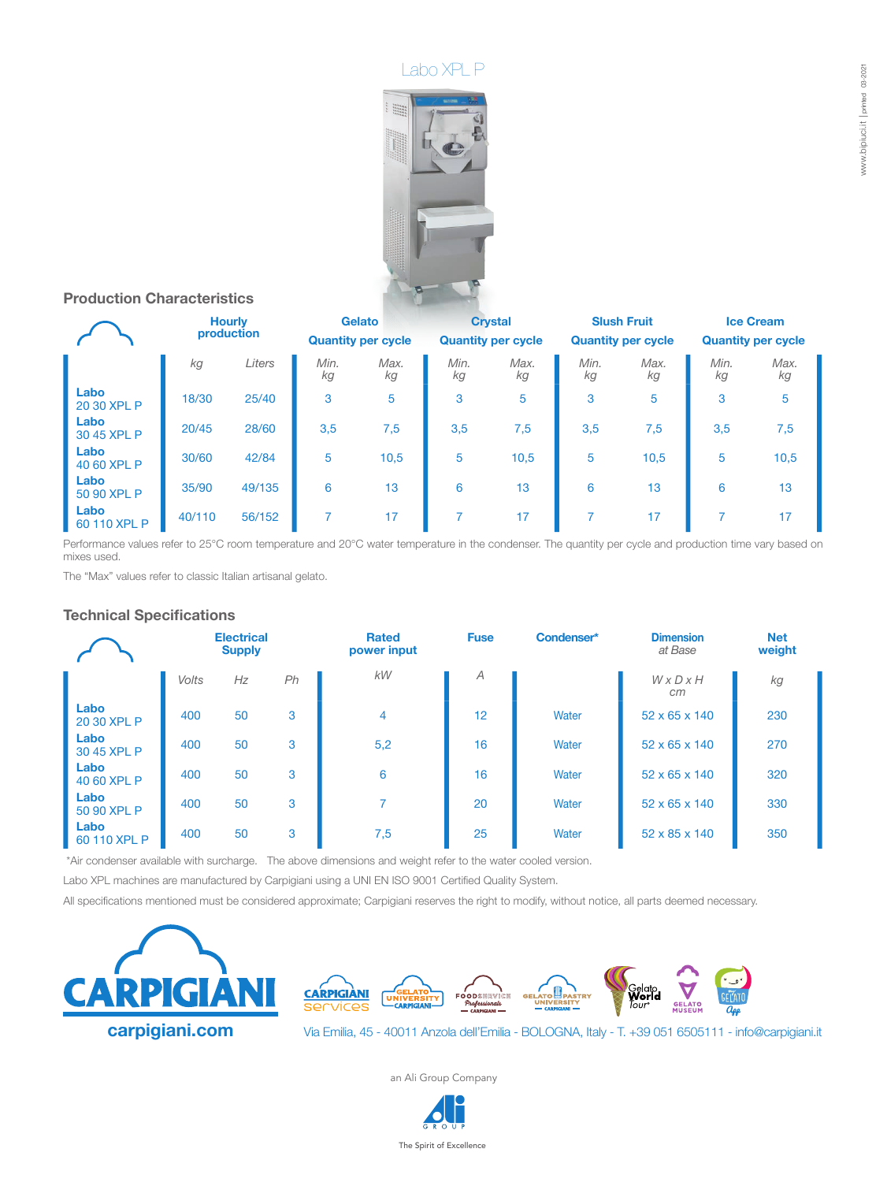Labo XPL P

## Production Characteristics

| | Hourly production | | Gelato Quantity per cycle | | Crystal Quantity per cycle | | Slush Fruit Quantity per cycle | | Ice Cream Quantity per cycle | |
|---|---|---|---|---|---|---|---|---|---|---|
| | *kg* | *Liters* | *Min. kg* | *Max. kg* | *Min. kg* | *Max. kg* | *Min. kg* | *Max. kg* | *Min. kg* | *Max. kg* |
| **Labo** 20 30 XPL P | 18/30 | 25/40 | 3 | 5 | 3 | 5 | 3 | 5 | 3 | 5 |
| **Labo** 30 45 XPL P | 20/45 | 28/60 | 3,5 | 7,5 | 3,5 | 7,5 | 3,5 | 7,5 | 3,5 | 7,5 |
| **Labo** 40 60 XPL P | 30/60 | 42/84 | 5 | 10,5 | 5 | 10,5 | 5 | 10,5 | 5 | 10,5 |
| **Labo** 50 90 XPL P | 35/90 | 49/135 | 6 | 13 | 6 | 13 | 6 | 13 | 6 | 13 |
| **Labo** 60 110 XPL P | 40/110 | 56/152 | 7 | 17 | 7 | 17 | 7 | 17 | 7 | 17 |

Performance values refer to 25°C room temperature and 20°C water temperature in the condenser. The quantity per cycle and production time vary based on mixes used.

The "Max" values refer to classic Italian artisanal gelato.

## Technical Specifications

| | Electrical Supply | | | Rated power input | Fuse | Condenser* | Dimension *at Base* | Net weight |
|---|---|---|---|---|---|---|---|---|
| | *Volts* | *Hz* | *Ph* | *kW* | *A* | | *W x D x H cm* | *kg* |
| **Labo** 20 30 XPL P | 400 | 50 | 3 | 4 | 12 | Water | 52 x 65 x 140 | 230 |
| **Labo** 30 45 XPL P | 400 | 50 | 3 | 5,2 | 16 | Water | 52 x 65 x 140 | 270 |
| **Labo** 40 60 XPL P | 400 | 50 | 3 | 6 | 16 | Water | 52 x 65 x 140 | 320 |
| **Labo** 50 90 XPL P | 400 | 50 | 3 | 7 | 20 | Water | 52 x 65 x 140 | 330 |
| **Labo** 60 110 XPL P | 400 | 50 | 3 | 7,5 | 25 | Water | 52 x 85 x 140 | 350 |

*Air condenser available with surcharge. The above dimensions and weight refer to the water cooled version.

Labo XPL machines are manufactured by Carpigiani using a UNI EN ISO 9001 Certified Quality System.

All specifications mentioned must be considered approximate; Carpigiani reserves the right to modify, without notice, all parts deemed necessary.

CARPIGIANI

carpigiani.com

Via Emilia, 45 - 40011 Anzola dell'Emilia - BOLOGNA, Italy - T. +39 051 6505111 - info@carpigiani.it

an Ali Group Company

The Spirit of Excellence